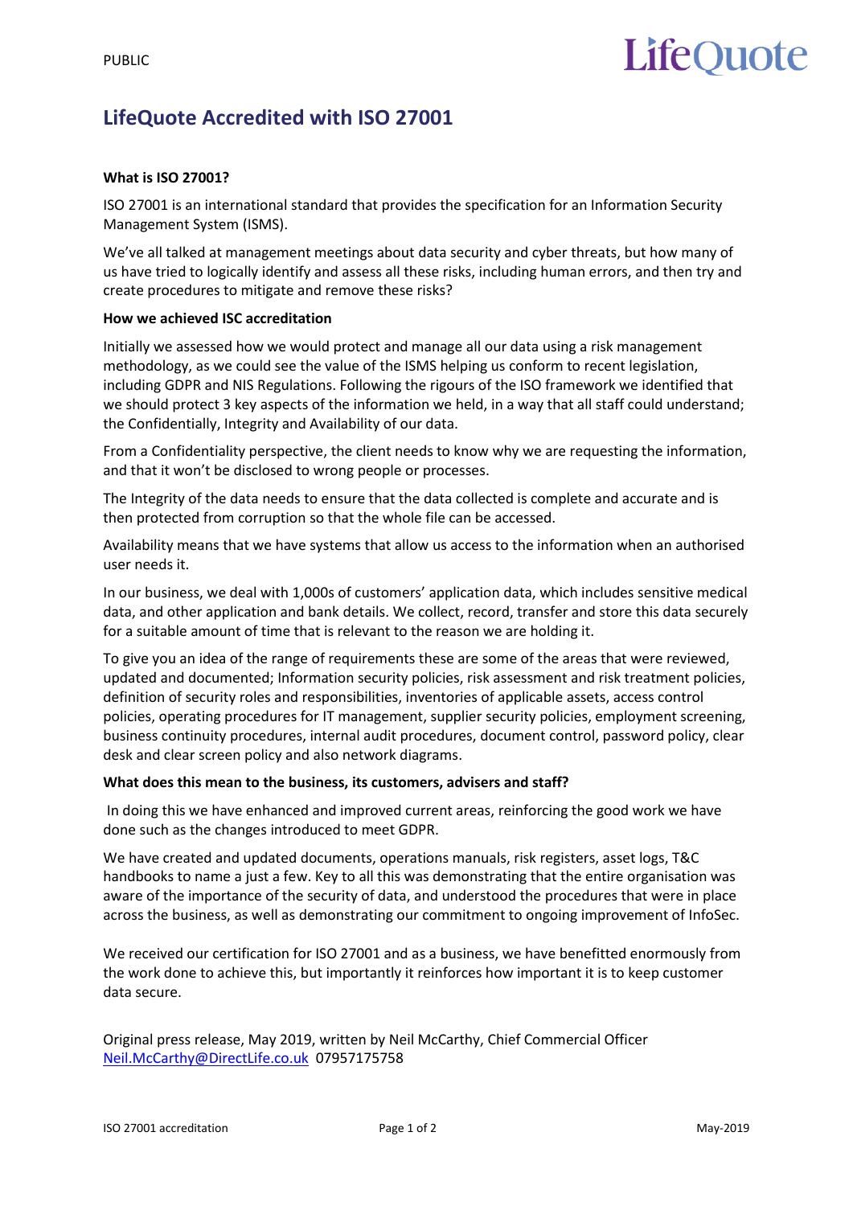PUBLIC

LifeQuote

# LifeQuote Accredited with ISO 27001

**What is ISO 27001?**

ISO 27001 is an international standard that provides the specification for an Information Security Management System (ISMS).

We've all talked at management meetings about data security and cyber threats, but how many of us have tried to logically identify and assess all these risks, including human errors, and then try and create procedures to mitigate and remove these risks?

**How we achieved ISC accreditation**

Initially we assessed how we would protect and manage all our data using a risk management methodology, as we could see the value of the ISMS helping us conform to recent legislation, including GDPR and NIS Regulations. Following the rigours of the ISO framework we identified that we should protect 3 key aspects of the information we held, in a way that all staff could understand; the Confidentially, Integrity and Availability of our data.

From a Confidentiality perspective, the client needs to know why we are requesting the information, and that it won't be disclosed to wrong people or processes.

The Integrity of the data needs to ensure that the data collected is complete and accurate and is then protected from corruption so that the whole file can be accessed.

Availability means that we have systems that allow us access to the information when an authorised user needs it.

In our business, we deal with 1,000s of customers' application data, which includes sensitive medical data, and other application and bank details. We collect, record, transfer and store this data securely for a suitable amount of time that is relevant to the reason we are holding it.

To give you an idea of the range of requirements these are some of the areas that were reviewed, updated and documented; Information security policies, risk assessment and risk treatment policies, definition of security roles and responsibilities, inventories of applicable assets, access control policies, operating procedures for IT management, supplier security policies, employment screening, business continuity procedures, internal audit procedures, document control, password policy, clear desk and clear screen policy and also network diagrams.

**What does this mean to the business, its customers, advisers and staff?**

In doing this we have enhanced and improved current areas, reinforcing the good work we have done such as the changes introduced to meet GDPR.

We have created and updated documents, operations manuals, risk registers, asset logs, T&C handbooks to name a just a few. Key to all this was demonstrating that the entire organisation was aware of the importance of the security of data, and understood the procedures that were in place across the business, as well as demonstrating our commitment to ongoing improvement of InfoSec.

We received our certification for ISO 27001 and as a business, we have benefitted enormously from the work done to achieve this, but importantly it reinforces how important it is to keep customer data secure.

Original press release, May 2019, written by Neil McCarthy, Chief Commercial Officer
Neil.McCarthy@DirectLife.co.uk 07957175758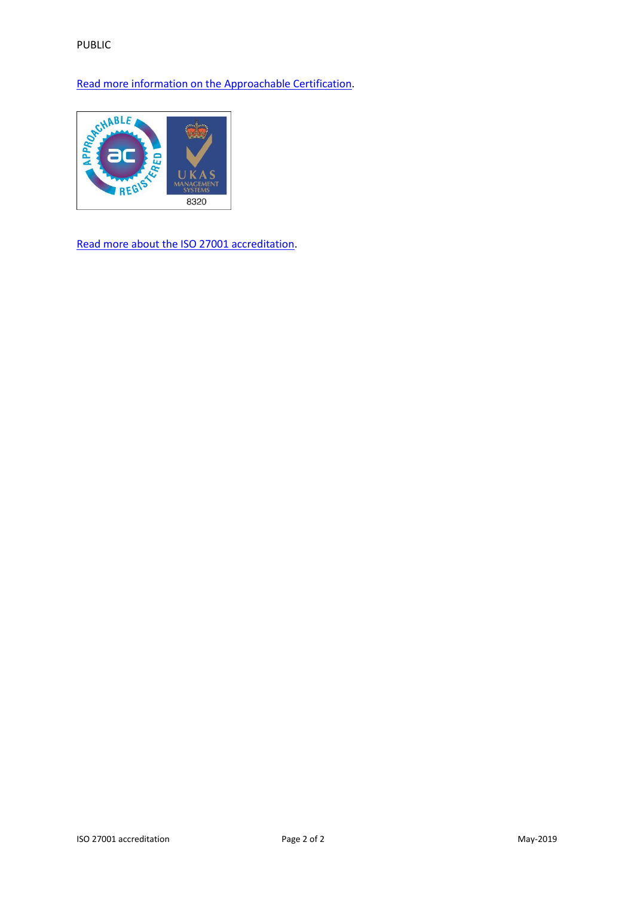PUBLIC

Read more information on the Approachable Certification.

Read more about the ISO 27001 accreditation.